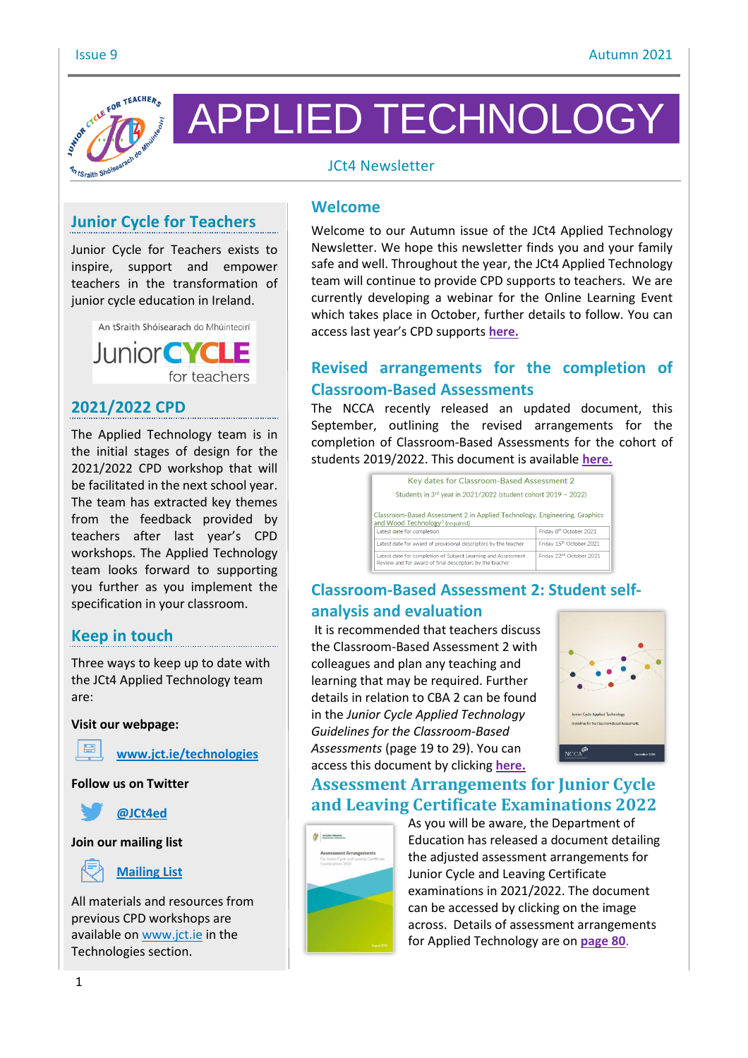# APPLIED TECHNOLOGY

JCt4 Newsletter

## Junior Cycle for Teachers

Junior Cycle for Teachers exists to inspire, support and empower teachers in the transformation of junior cycle education in Ireland.

An tSraith Shóisearach do Mhúinteoirí
Junior CYCLE for teachers

## 2021/2022 CPD

The Applied Technology team is in the initial stages of design for the 2021/2022 CPD workshop that will be facilitated in the next school year. The team has extracted key themes from the feedback provided by teachers after last year's CPD workshops. The Applied Technology team looks forward to supporting you further as you implement the specification in your classroom.

## Keep in touch

Three ways to keep up to date with the JCt4 Applied Technology team are:

**Visit our webpage:**

www.jct.ie/technologies

**Follow us on Twitter**

@JCt4ed

**Join our mailing list**

Mailing List

All materials and resources from previous CPD workshops are available on www.jct.ie in the Technologies section.

## Welcome

Welcome to our Autumn issue of the JCt4 Applied Technology Newsletter. We hope this newsletter finds you and your family safe and well. Throughout the year, the JCt4 Applied Technology team will continue to provide CPD supports to teachers. We are currently developing a webinar for the Online Learning Event which takes place in October, further details to follow. You can access last year's CPD supports here.

## Revised arrangements for the completion of Classroom-Based Assessments

The NCCA recently released an updated document, this September, outlining the revised arrangements for the completion of Classroom-Based Assessments for the cohort of students 2019/2022. This document is available here.

Key dates for Classroom-Based Assessment 2

Students in 3rd year in 2021/2022 (student cohort 2019 – 2022)

| Classroom-Based Assessment 2 in Applied Technology, Engineering, Graphics and Wood Technology[3] (required) | |
|---|---|
| Latest date for completion | Friday 8th October 2021 |
| Latest date for award of provisional descriptors by the teacher | Friday 15th October 2021 |
| Latest date for completion of Subject Learning and Assessment Review and for award of final descriptors by the teacher | Friday 22nd October 2021 |

## Classroom-Based Assessment 2: Student self-analysis and evaluation

It is recommended that teachers discuss the Classroom-Based Assessment 2 with colleagues and plan any teaching and learning that may be required. Further details in relation to CBA 2 can be found in the *Junior Cycle Applied Technology Guidelines for the Classroom-Based Assessments* (page 19 to 29). You can access this document by clicking here.

## Assessment Arrangements for Junior Cycle and Leaving Certificate Examinations 2022

As you will be aware, the Department of Education has released a document detailing the adjusted assessment arrangements for Junior Cycle and Leaving Certificate examinations in 2021/2022. The document can be accessed by clicking on the image across. Details of assessment arrangements for Applied Technology are on page 80.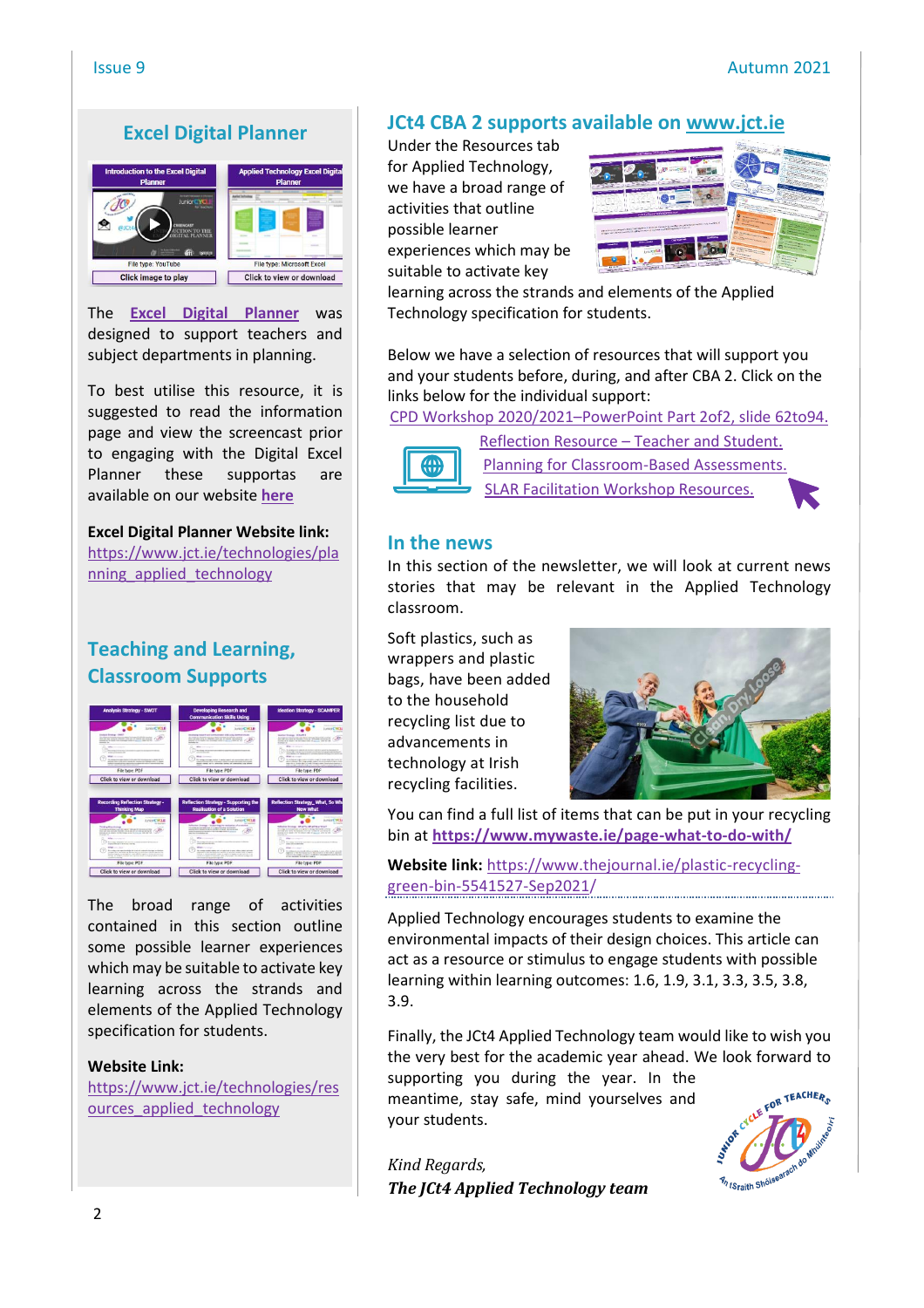## Excel Digital Planner

The Excel Digital Planner was designed to support teachers and subject departments in planning.

To best utilise this resource, it is suggested to read the information page and view the screencast prior to engaging with the Digital Excel Planner these supportas are available on our website here

**Excel Digital Planner Website link:** https://www.jct.ie/technologies/planning_applied_technology

## Teaching and Learning, Classroom Supports

The broad range of activities contained in this section outline some possible learner experiences which may be suitable to activate key learning across the strands and elements of the Applied Technology specification for students.

**Website Link:** https://www.jct.ie/technologies/resources_applied_technology

## JCt4 CBA 2 supports available on www.jct.ie

Under the Resources tab for Applied Technology, we have a broad range of activities that outline possible learner experiences which may be suitable to activate key learning across the strands and elements of the Applied Technology specification for students.

Below we have a selection of resources that will support you and your students before, during, and after CBA 2. Click on the links below for the individual support:

CPD Workshop 2020/2021–PowerPoint Part 2of2, slide 62to94.

Reflection Resource – Teacher and Student.

Planning for Classroom-Based Assessments.

SLAR Facilitation Workshop Resources.

## In the news

In this section of the newsletter, we will look at current news stories that may be relevant in the Applied Technology classroom.

Soft plastics, such as wrappers and plastic bags, have been added to the household recycling list due to advancements in technology at Irish recycling facilities.

You can find a full list of items that can be put in your recycling bin at **https://www.mywaste.ie/page-what-to-do-with/**

**Website link:** https://www.thejournal.ie/plastic-recycling-green-bin-5541527-Sep2021/

Applied Technology encourages students to examine the environmental impacts of their design choices. This article can act as a resource or stimulus to engage students with possible learning within learning outcomes: 1.6, 1.9, 3.1, 3.3, 3.5, 3.8, 3.9.

Finally, the JCt4 Applied Technology team would like to wish you the very best for the academic year ahead. We look forward to supporting you during the year. In the meantime, stay safe, mind yourselves and your students.

*Kind Regards,*

***The JCt4 Applied Technology team***